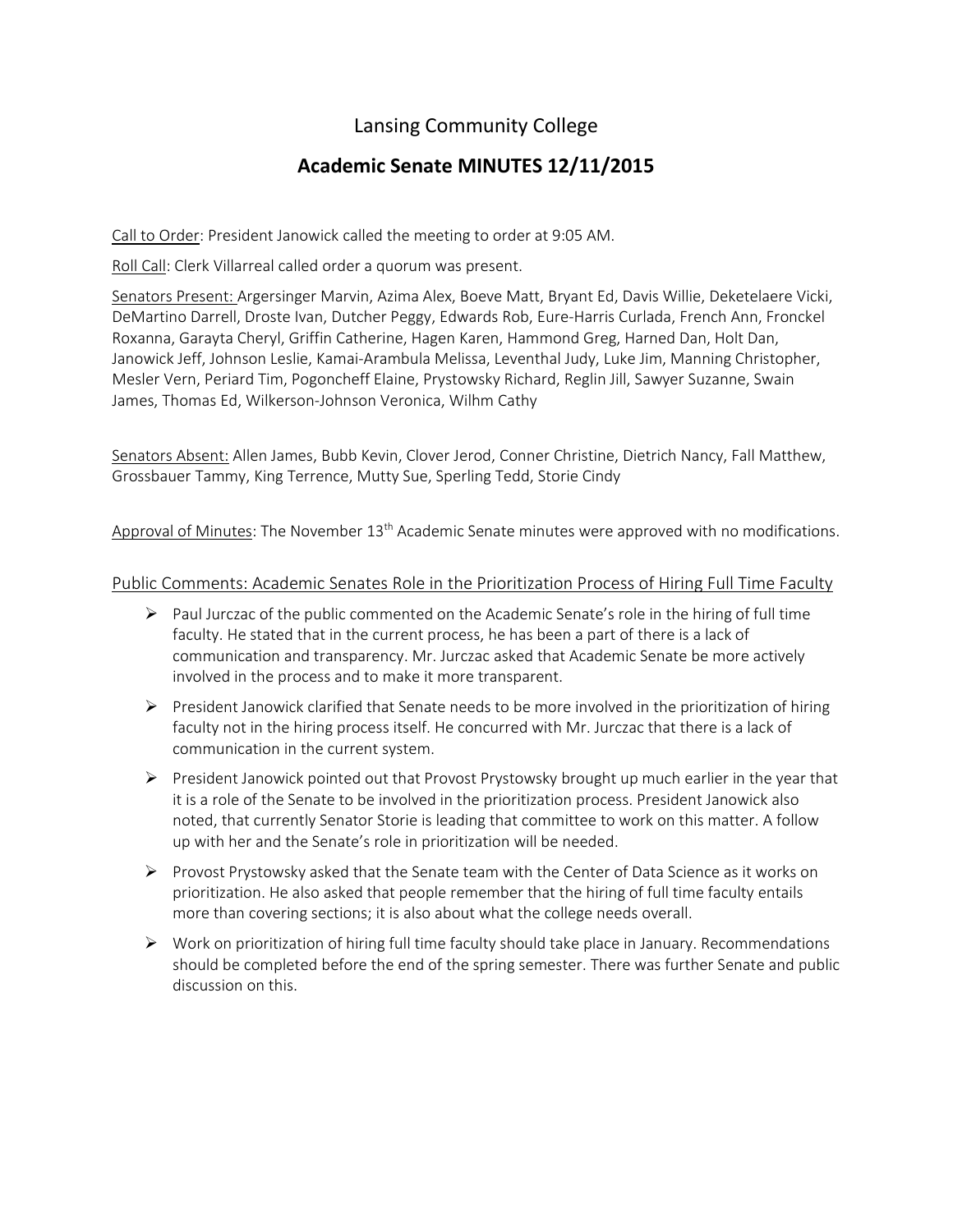# Lansing Community College

## Academic Senate MINUTES 12/11/2015

Call to Order: President Janowick called the meeting to order at 9:05 AM.

Roll Call: Clerk Villarreal called order a quorum was present.

Senators Present: Argersinger Marvin, Azima Alex, Boeve Matt, Bryant Ed, Davis Willie, Deketelaere Vicki, DeMartino Darrell, Droste Ivan, Dutcher Peggy, Edwards Rob, Eure-Harris Curlada, French Ann, Fronckel Roxanna, Garayta Cheryl, Griffin Catherine, Hagen Karen, Hammond Greg, Harned Dan, Holt Dan, Janowick Jeff, Johnson Leslie, Kamai-Arambula Melissa, Leventhal Judy, Luke Jim, Manning Christopher, Mesler Vern, Periard Tim, Pogoncheff Elaine, Prystowsky Richard, Reglin Jill, Sawyer Suzanne, Swain James, Thomas Ed, Wilkerson-Johnson Veronica, Wilhm Cathy

Senators Absent: Allen James, Bubb Kevin, Clover Jerod, Conner Christine, Dietrich Nancy, Fall Matthew, Grossbauer Tammy, King Terrence, Mutty Sue, Sperling Tedd, Storie Cindy

Approval of Minutes: The November 13th Academic Senate minutes were approved with no modifications.

### Public Comments: Academic Senates Role in the Prioritization Process of Hiring Full Time Faculty

- Paul Jurczac of the public commented on the Academic Senate's role in the hiring of full time faculty. He stated that in the current process, he has been a part of there is a lack of communication and transparency. Mr. Jurczac asked that Academic Senate be more actively involved in the process and to make it more transparent.
- President Janowick clarified that Senate needs to be more involved in the prioritization of hiring faculty not in the hiring process itself. He concurred with Mr. Jurczac that there is a lack of communication in the current system.
- President Janowick pointed out that Provost Prystowsky brought up much earlier in the year that it is a role of the Senate to be involved in the prioritization process. President Janowick also noted, that currently Senator Storie is leading that committee to work on this matter. A follow up with her and the Senate's role in prioritization will be needed.
- Provost Prystowsky asked that the Senate team with the Center of Data Science as it works on prioritization. He also asked that people remember that the hiring of full time faculty entails more than covering sections; it is also about what the college needs overall.
- Work on prioritization of hiring full time faculty should take place in January. Recommendations should be completed before the end of the spring semester. There was further Senate and public discussion on this.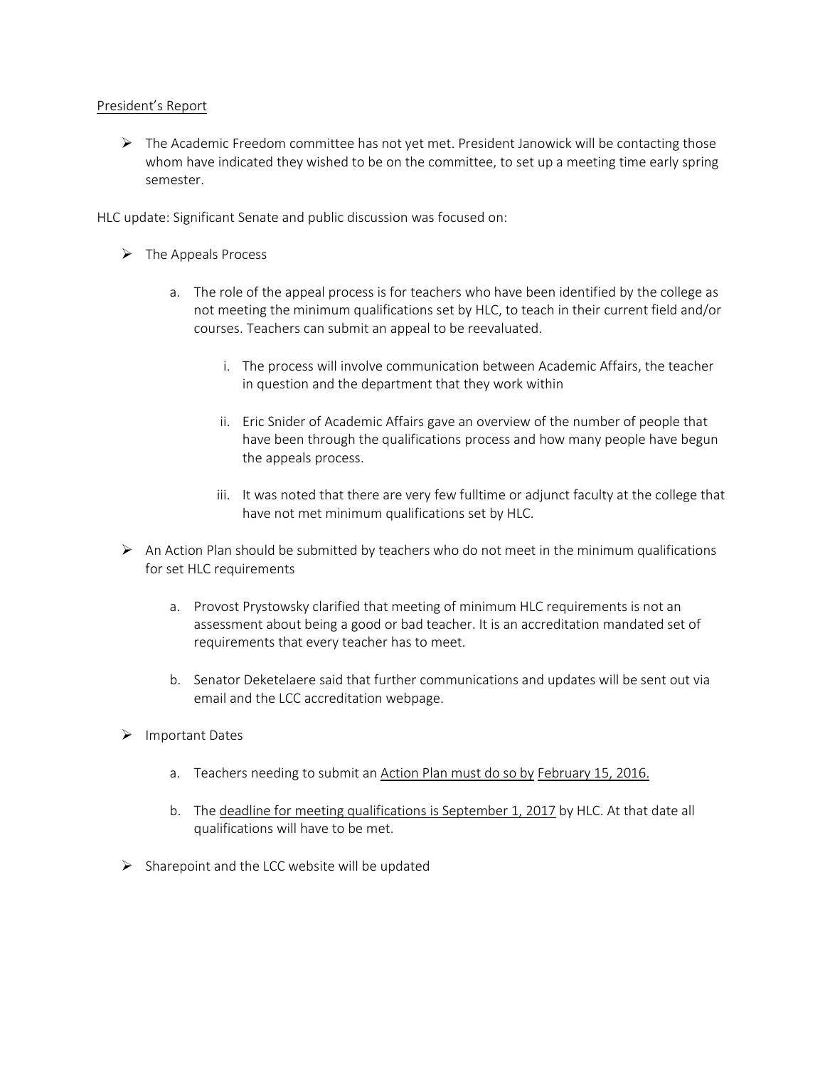President's Report

- The Academic Freedom committee has not yet met. President Janowick will be contacting those whom have indicated they wished to be on the committee, to set up a meeting time early spring semester.

HLC update: Significant Senate and public discussion was focused on:

- The Appeals Process

    a. The role of the appeal process is for teachers who have been identified by the college as not meeting the minimum qualifications set by HLC, to teach in their current field and/or courses. Teachers can submit an appeal to be reevaluated.

        i. The process will involve communication between Academic Affairs, the teacher in question and the department that they work within

        ii. Eric Snider of Academic Affairs gave an overview of the number of people that have been through the qualifications process and how many people have begun the appeals process.

        iii. It was noted that there are very few fulltime or adjunct faculty at the college that have not met minimum qualifications set by HLC.

- An Action Plan should be submitted by teachers who do not meet in the minimum qualifications for set HLC requirements

    a. Provost Prystowsky clarified that meeting of minimum HLC requirements is not an assessment about being a good or bad teacher. It is an accreditation mandated set of requirements that every teacher has to meet.

    b. Senator Deketelaere said that further communications and updates will be sent out via email and the LCC accreditation webpage.

- Important Dates

    a. Teachers needing to submit an Action Plan must do so by February 15, 2016.

    b. The deadline for meeting qualifications is September 1, 2017 by HLC. At that date all qualifications will have to be met.

- Sharepoint and the LCC website will be updated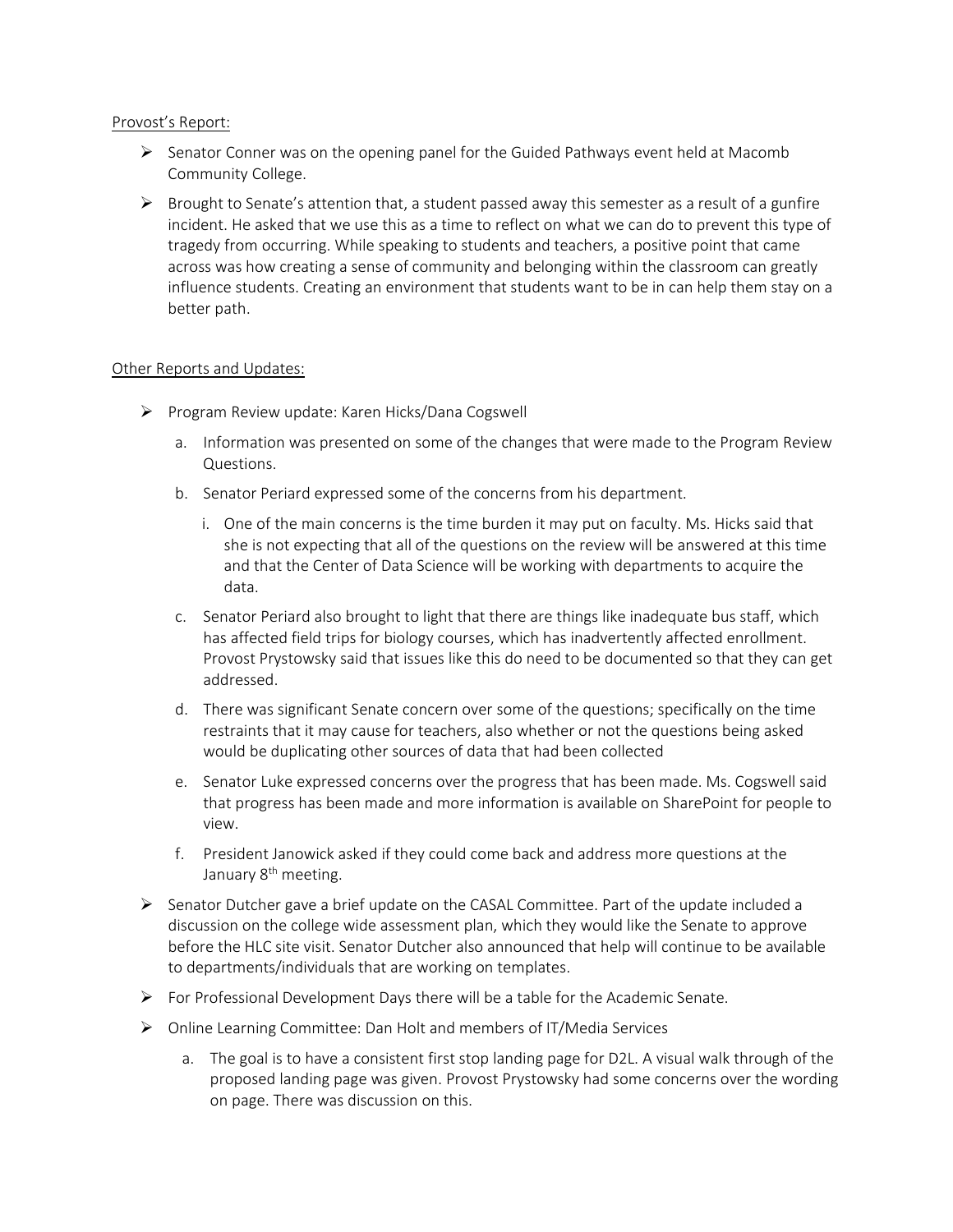Provost's Report:

- Senator Conner was on the opening panel for the Guided Pathways event held at Macomb Community College.
- Brought to Senate's attention that, a student passed away this semester as a result of a gunfire incident. He asked that we use this as a time to reflect on what we can do to prevent this type of tragedy from occurring. While speaking to students and teachers, a positive point that came across was how creating a sense of community and belonging within the classroom can greatly influence students. Creating an environment that students want to be in can help them stay on a better path.

Other Reports and Updates:

- Program Review update: Karen Hicks/Dana Cogswell
  a. Information was presented on some of the changes that were made to the Program Review Questions.
  b. Senator Periard expressed some of the concerns from his department.
     i. One of the main concerns is the time burden it may put on faculty. Ms. Hicks said that she is not expecting that all of the questions on the review will be answered at this time and that the Center of Data Science will be working with departments to acquire the data.
  c. Senator Periard also brought to light that there are things like inadequate bus staff, which has affected field trips for biology courses, which has inadvertently affected enrollment. Provost Prystowsky said that issues like this do need to be documented so that they can get addressed.
  d. There was significant Senate concern over some of the questions; specifically on the time restraints that it may cause for teachers, also whether or not the questions being asked would be duplicating other sources of data that had been collected
  e. Senator Luke expressed concerns over the progress that has been made. Ms. Cogswell said that progress has been made and more information is available on SharePoint for people to view.
  f. President Janowick asked if they could come back and address more questions at the January 8th meeting.
- Senator Dutcher gave a brief update on the CASAL Committee. Part of the update included a discussion on the college wide assessment plan, which they would like the Senate to approve before the HLC site visit. Senator Dutcher also announced that help will continue to be available to departments/individuals that are working on templates.
- For Professional Development Days there will be a table for the Academic Senate.
- Online Learning Committee: Dan Holt and members of IT/Media Services
  a. The goal is to have a consistent first stop landing page for D2L. A visual walk through of the proposed landing page was given. Provost Prystowsky had some concerns over the wording on page. There was discussion on this.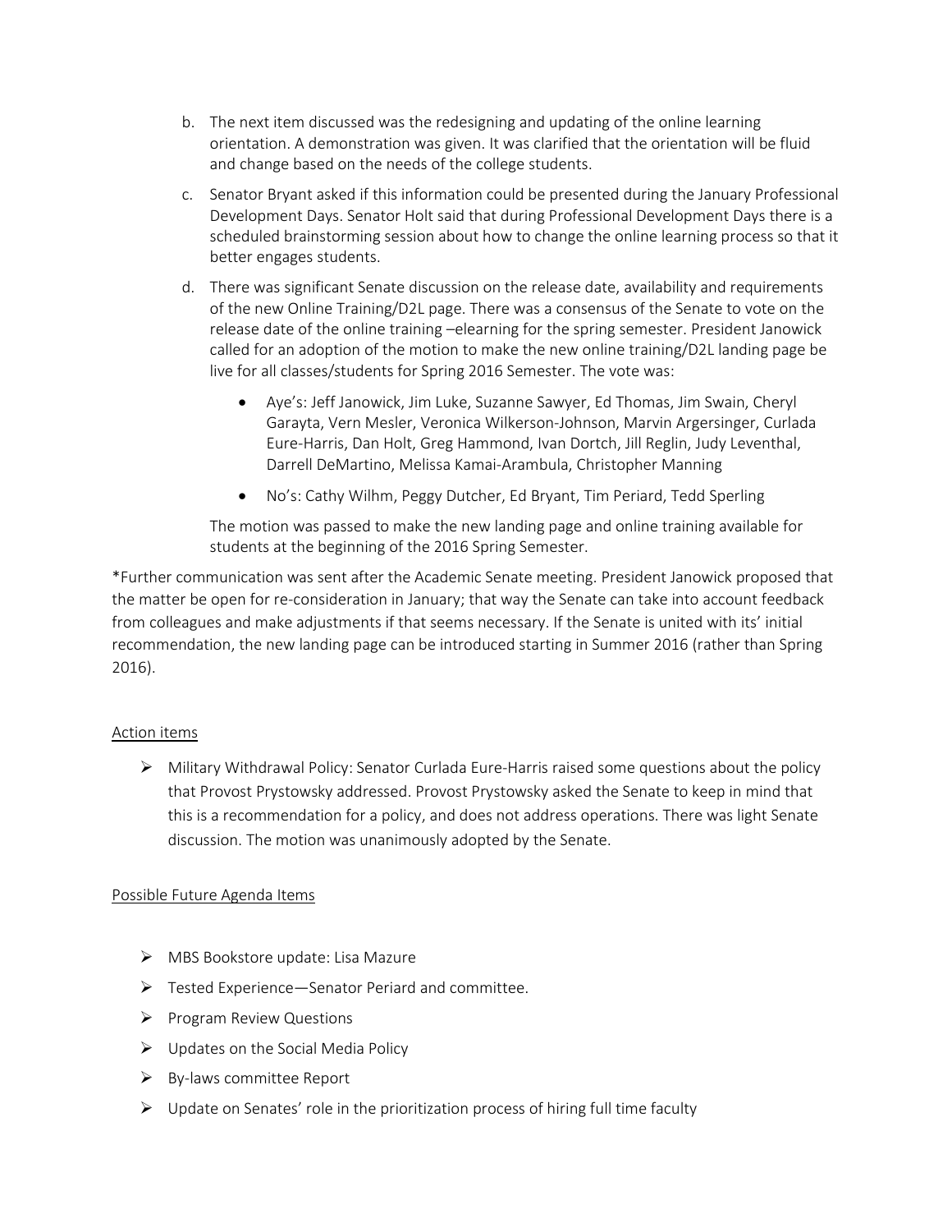b. The next item discussed was the redesigning and updating of the online learning orientation. A demonstration was given. It was clarified that the orientation will be fluid and change based on the needs of the college students.

c. Senator Bryant asked if this information could be presented during the January Professional Development Days. Senator Holt said that during Professional Development Days there is a scheduled brainstorming session about how to change the online learning process so that it better engages students.

d. There was significant Senate discussion on the release date, availability and requirements of the new Online Training/D2L page. There was a consensus of the Senate to vote on the release date of the online training –elearning for the spring semester. President Janowick called for an adoption of the motion to make the new online training/D2L landing page be live for all classes/students for Spring 2016 Semester. The vote was:

- Aye's: Jeff Janowick, Jim Luke, Suzanne Sawyer, Ed Thomas, Jim Swain, Cheryl Garayta, Vern Mesler, Veronica Wilkerson-Johnson, Marvin Argersinger, Curlada Eure-Harris, Dan Holt, Greg Hammond, Ivan Dortch, Jill Reglin, Judy Leventhal, Darrell DeMartino, Melissa Kamai-Arambula, Christopher Manning
- No's: Cathy Wilhm, Peggy Dutcher, Ed Bryant, Tim Periard, Tedd Sperling

The motion was passed to make the new landing page and online training available for students at the beginning of the 2016 Spring Semester.

*Further communication was sent after the Academic Senate meeting. President Janowick proposed that the matter be open for re-consideration in January; that way the Senate can take into account feedback from colleagues and make adjustments if that seems necessary. If the Senate is united with its' initial recommendation, the new landing page can be introduced starting in Summer 2016 (rather than Spring 2016).

<u>Action items</u>

- Military Withdrawal Policy: Senator Curlada Eure-Harris raised some questions about the policy that Provost Prystowsky addressed. Provost Prystowsky asked the Senate to keep in mind that this is a recommendation for a policy, and does not address operations. There was light Senate discussion. The motion was unanimously adopted by the Senate.

<u>Possible Future Agenda Items</u>

- MBS Bookstore update: Lisa Mazure
- Tested Experience—Senator Periard and committee.
- Program Review Questions
- Updates on the Social Media Policy
- By-laws committee Report
- Update on Senates' role in the prioritization process of hiring full time faculty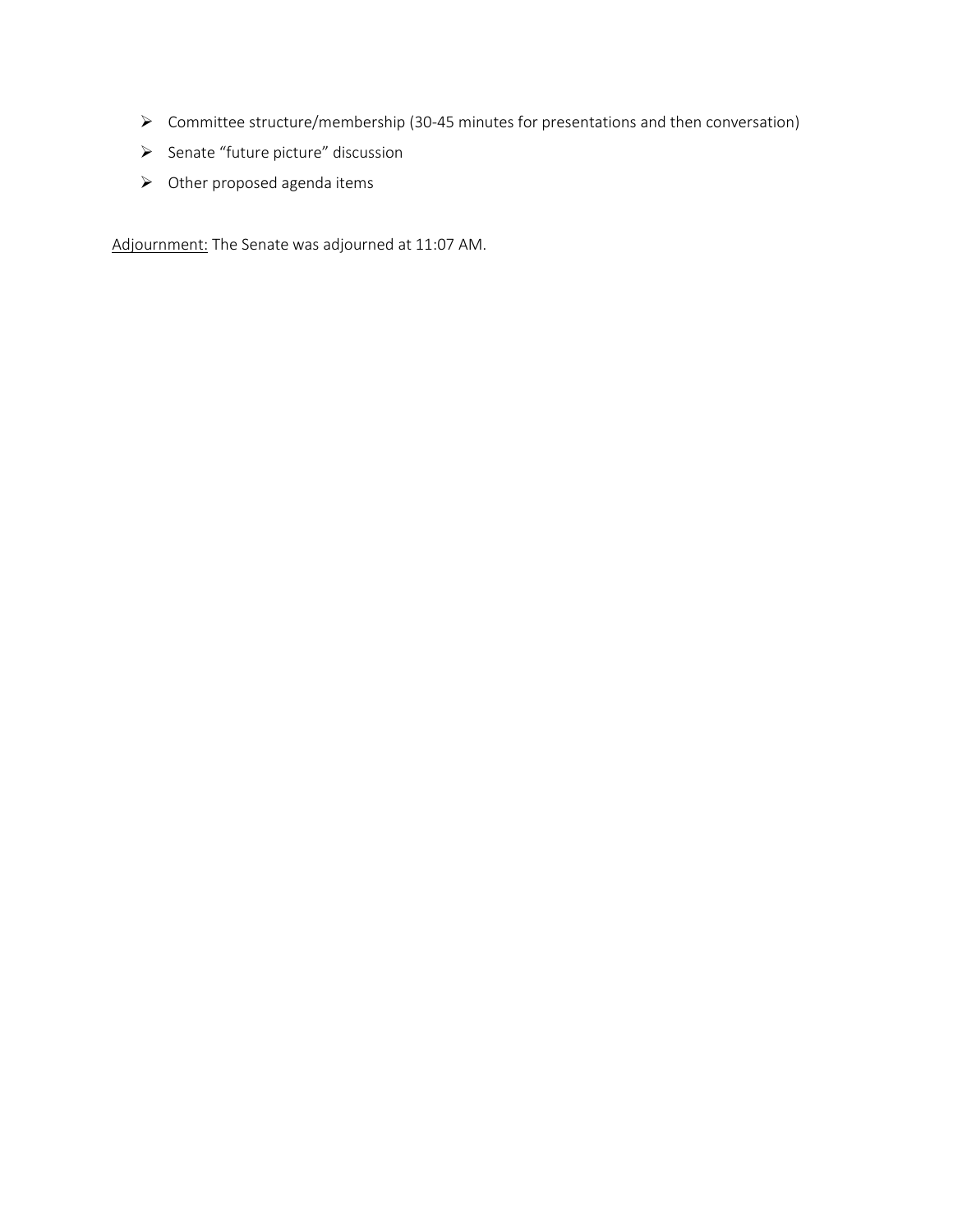- Committee structure/membership (30-45 minutes for presentations and then conversation)
- Senate “future picture” discussion
- Other proposed agenda items

<u>Adjournment:</u> The Senate was adjourned at 11:07 AM.